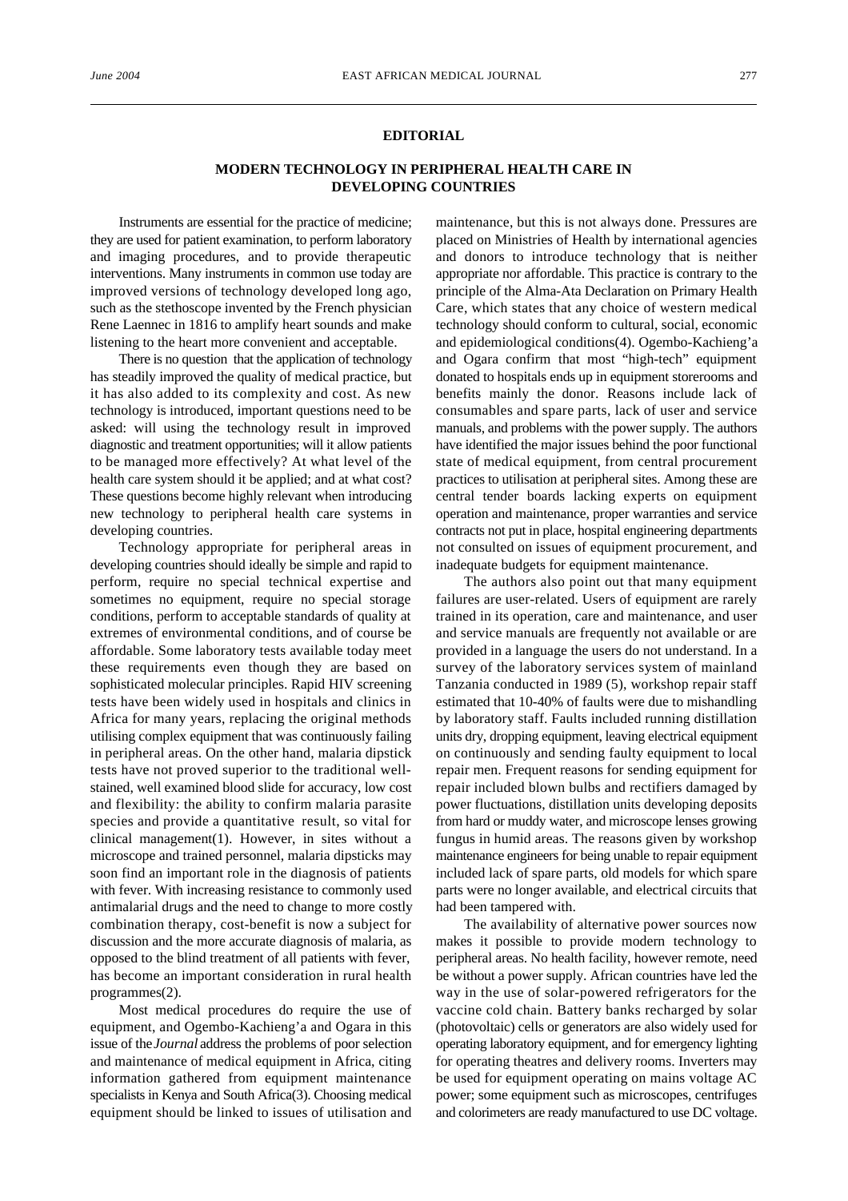## EDITORIAL

# MODERN TECHNOLOGY IN PERIPHERAL HEALTH CARE IN DEVELOPING COUNTRIES

Instruments are essential for the practice of medicine; they are used for patient examination, to perform laboratory and imaging procedures, and to provide therapeutic interventions. Many instruments in common use today are improved versions of technology developed long ago, such as the stethoscope invented by the French physician Rene Laennec in 1816 to amplify heart sounds and make listening to the heart more convenient and acceptable.

There is no question that the application of technology has steadily improved the quality of medical practice, but it has also added to its complexity and cost. As new technology is introduced, important questions need to be asked: will using the technology result in improved diagnostic and treatment opportunities; will it allow patients to be managed more effectively? At what level of the health care system should it be applied; and at what cost? These questions become highly relevant when introducing new technology to peripheral health care systems in developing countries.

Technology appropriate for peripheral areas in developing countries should ideally be simple and rapid to perform, require no special technical expertise and sometimes no equipment, require no special storage conditions, perform to acceptable standards of quality at extremes of environmental conditions, and of course be affordable. Some laboratory tests available today meet these requirements even though they are based on sophisticated molecular principles. Rapid HIV screening tests have been widely used in hospitals and clinics in Africa for many years, replacing the original methods utilising complex equipment that was continuously failing in peripheral areas. On the other hand, malaria dipstick tests have not proved superior to the traditional well-stained, well examined blood slide for accuracy, low cost and flexibility: the ability to confirm malaria parasite species and provide a quantitative result, so vital for clinical management(1). However, in sites without a microscope and trained personnel, malaria dipsticks may soon find an important role in the diagnosis of patients with fever. With increasing resistance to commonly used antimalarial drugs and the need to change to more costly combination therapy, cost-benefit is now a subject for discussion and the more accurate diagnosis of malaria, as opposed to the blind treatment of all patients with fever, has become an important consideration in rural health programmes(2).

Most medical procedures do require the use of equipment, and Ogembo-Kachieng'a and Ogara in this issue of the *Journal* address the problems of poor selection and maintenance of medical equipment in Africa, citing information gathered from equipment maintenance specialists in Kenya and South Africa(3). Choosing medical equipment should be linked to issues of utilisation and maintenance, but this is not always done. Pressures are placed on Ministries of Health by international agencies and donors to introduce technology that is neither appropriate nor affordable. This practice is contrary to the principle of the Alma-Ata Declaration on Primary Health Care, which states that any choice of western medical technology should conform to cultural, social, economic and epidemiological conditions(4). Ogembo-Kachieng'a and Ogara confirm that most "high-tech" equipment donated to hospitals ends up in equipment storerooms and benefits mainly the donor. Reasons include lack of consumables and spare parts, lack of user and service manuals, and problems with the power supply. The authors have identified the major issues behind the poor functional state of medical equipment, from central procurement practices to utilisation at peripheral sites. Among these are central tender boards lacking experts on equipment operation and maintenance, proper warranties and service contracts not put in place, hospital engineering departments not consulted on issues of equipment procurement, and inadequate budgets for equipment maintenance.

The authors also point out that many equipment failures are user-related. Users of equipment are rarely trained in its operation, care and maintenance, and user and service manuals are frequently not available or are provided in a language the users do not understand. In a survey of the laboratory services system of mainland Tanzania conducted in 1989 (5), workshop repair staff estimated that 10-40% of faults were due to mishandling by laboratory staff. Faults included running distillation units dry, dropping equipment, leaving electrical equipment on continuously and sending faulty equipment to local repair men. Frequent reasons for sending equipment for repair included blown bulbs and rectifiers damaged by power fluctuations, distillation units developing deposits from hard or muddy water, and microscope lenses growing fungus in humid areas. The reasons given by workshop maintenance engineers for being unable to repair equipment included lack of spare parts, old models for which spare parts were no longer available, and electrical circuits that had been tampered with.

The availability of alternative power sources now makes it possible to provide modern technology to peripheral areas. No health facility, however remote, need be without a power supply. African countries have led the way in the use of solar-powered refrigerators for the vaccine cold chain. Battery banks recharged by solar (photovoltaic) cells or generators are also widely used for operating laboratory equipment, and for emergency lighting for operating theatres and delivery rooms. Inverters may be used for equipment operating on mains voltage AC power; some equipment such as microscopes, centrifuges and colorimeters are ready manufactured to use DC voltage.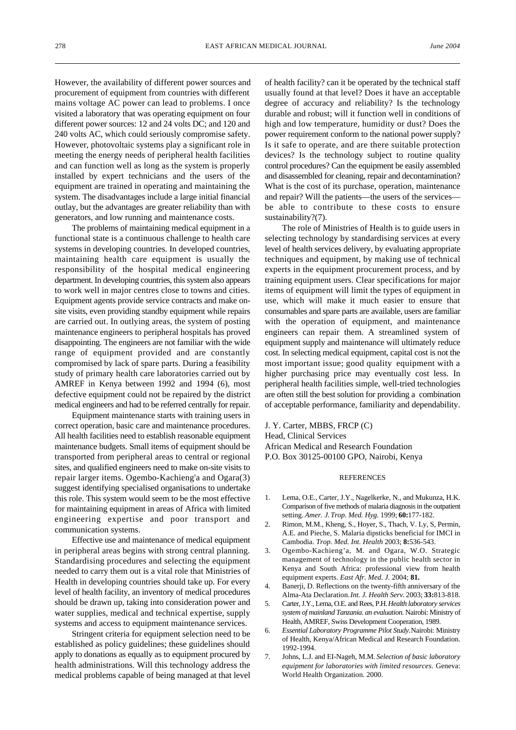However, the availability of different power sources and procurement of equipment from countries with different mains voltage AC power can lead to problems. I once visited a laboratory that was operating equipment on four different power sources: 12 and 24 volts DC; and 120 and 240 volts AC, which could seriously compromise safety. However, photovoltaic systems play a significant role in meeting the energy needs of peripheral health facilities and can function well as long as the system is properly installed by expert technicians and the users of the equipment are trained in operating and maintaining the system. The disadvantages include a large initial financial outlay, but the advantages are greater reliability than with generators, and low running and maintenance costs.

The problems of maintaining medical equipment in a functional state is a continuous challenge to health care systems in developing countries. In developed countries, maintaining health care equipment is usually the responsibility of the hospital medical engineering department. In developing countries, this system also appears to work well in major centres close to towns and cities. Equipment agents provide service contracts and make on-site visits, even providing standby equipment while repairs are carried out. In outlying areas, the system of posting maintenance engineers to peripheral hospitals has proved disappointing. The engineers are not familiar with the wide range of equipment provided and are constantly compromised by lack of spare parts. During a feasibility study of primary health care laboratories carried out by AMREF in Kenya between 1992 and 1994 (6), most defective equipment could not be repaired by the district medical engineers and had to be referred centrally for repair.

Equipment maintenance starts with training users in correct operation, basic care and maintenance procedures. All health facilities need to establish reasonable equipment maintenance budgets. Small items of equipment should be transported from peripheral areas to central or regional sites, and qualified engineers need to make on-site visits to repair larger items. Ogembo-Kachieng'a and Ogara(3) suggest identifying specialised organisations to undertake this role. This system would seem to be the most effective for maintaining equipment in areas of Africa with limited engineering expertise and poor transport and communication systems.

Effective use and maintenance of medical equipment in peripheral areas begins with strong central planning. Standardising procedures and selecting the equipment needed to carry them out is a vital role that Ministries of Health in developing countries should take up. For every level of health facility, an inventory of medical procedures should be drawn up, taking into consideration power and water supplies, medical and technical expertise, supply systems and access to equipment maintenance services.

Stringent criteria for equipment selection need to be established as policy guidelines; these guidelines should apply to donations as equally as to equipment procured by health administrations. Will this technology address the medical problems capable of being managed at that level of health facility? can it be operated by the technical staff usually found at that level? Does it have an acceptable degree of accuracy and reliability? Is the technology durable and robust; will it function well in conditions of high and low temperature, humidity or dust? Does the power requirement conform to the national power supply? Is it safe to operate, and are there suitable protection devices? Is the technology subject to routine quality control procedures? Can the equipment be easily assembled and disassembled for cleaning, repair and decontamination? What is the cost of its purchase, operation, maintenance and repair? Will the patients—the users of the services—be able to contribute to these costs to ensure sustainability?(7).

The role of Ministries of Health is to guide users in selecting technology by standardising services at every level of health services delivery, by evaluating appropriate techniques and equipment, by making use of technical experts in the equipment procurement process, and by training equipment users. Clear specifications for major items of equipment will limit the types of equipment in use, which will make it much easier to ensure that consumables and spare parts are available, users are familiar with the operation of equipment, and maintenance engineers can repair them. A streamlined system of equipment supply and maintenance will ultimately reduce cost. In selecting medical equipment, capital cost is not the most important issue; good quality equipment with a higher purchasing price may eventually cost less. In peripheral health facilities simple, well-tried technologies are often still the best solution for providing a combination of acceptable performance, familiarity and dependability.

J. Y. Carter, MBBS, FRCP (C)
Head, Clinical Services
African Medical and Research Foundation
P.O. Box 30125-00100 GPO, Nairobi, Kenya

## REFERENCES

1. Lema, O.E., Carter, J.Y., Nagelkerke, N., and Mukunza, H.K. Comparison of five methods of malaria diagnosis in the outpatient setting. *Amer. J. Trop. Med. Hyg.* 1999; **60:**177-182.
2. Rimon, M.M., Kheng, S., Hoyer, S., Thach, V. Ly, S, Permin, A.E. and Pieche, S. Malaria dipsticks beneficial for IMCI in Cambodia. *Trop. Med. Int. Health* 2003; **8:**536-543.
3. Ogembo-Kachieng'a, M. and Ogara, W.O. Strategic management of technology in the public health sector in Kenya and South Africa: professional view from health equipment experts. *East Afr. Med. J.* 2004; **81.**
4. Banerji, D. Reflections on the twenty-fifth anniversary of the Alma-Ata Declaration. *Int. J. Health Serv.* 2003; **33:**813-818.
5. Carter, J.Y., Lema, O.E. and Rees, P.H. *Health laboratory services system of mainland Tanzania. an evaluation.* Nairobi: Ministry of Health, AMREF, Swiss Development Cooperation, 1989.
6. *Essential Laboratory Programme Pilot Study.* Nairobi: Ministry of Health, Kenya/African Medical and Research Foundation. 1992-1994.
7. Johns, L.J. and EI-Nageh, M.M. *Selection of basic laboratory equipment for laboratories with limited resources.* Geneva: World Health Organization. 2000.